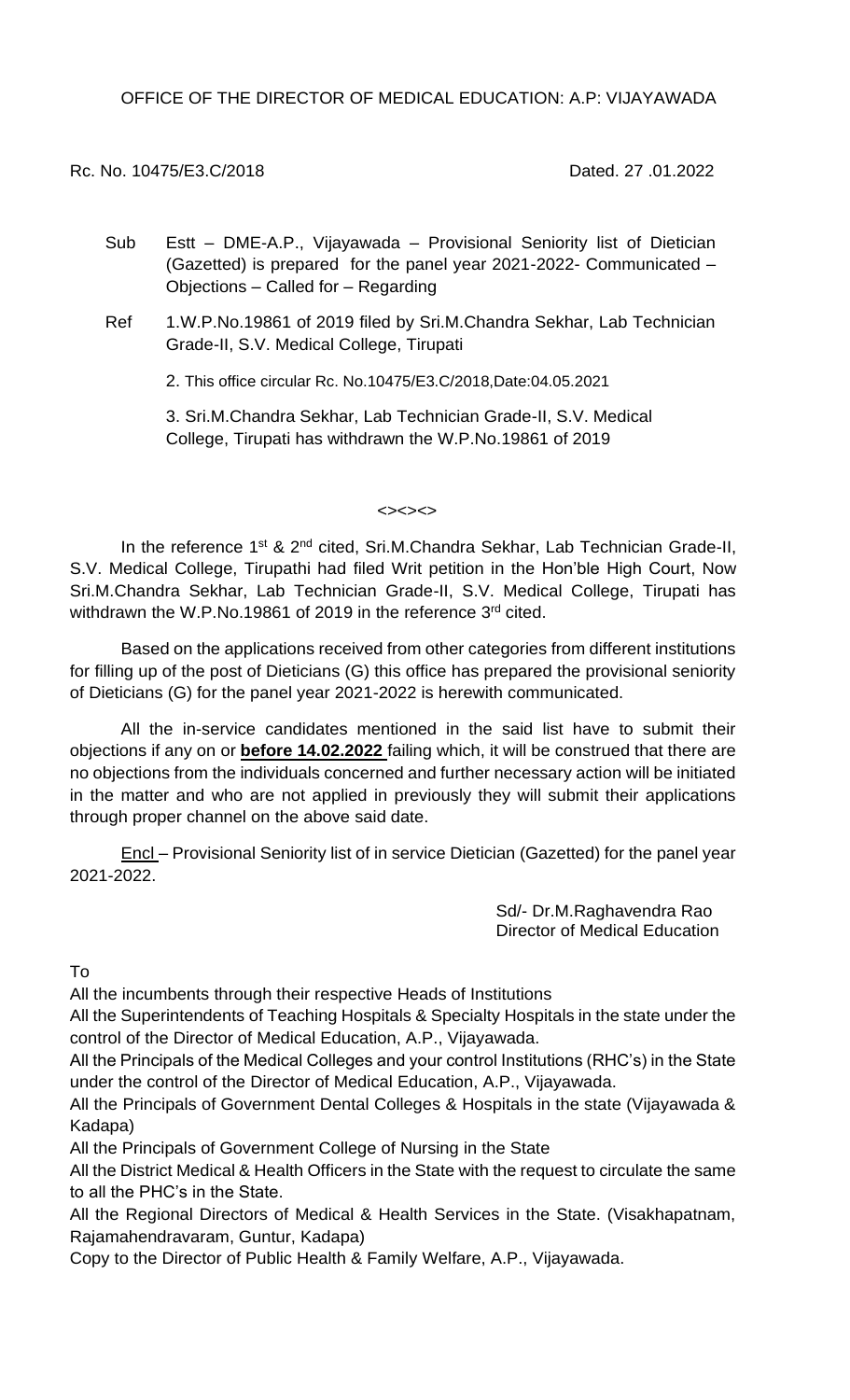OFFICE OF THE DIRECTOR OF MEDICAL EDUCATION: A.P: VIJAYAWADA

Rc. No. 10475/E3.C/2018 Dated. 27 .01.2022

Sub Estt – DME-A.P., Vijayawada – Provisional Seniority list of Dietician (Gazetted) is prepared for the panel year 2021-2022- Communicated – Objections – Called for – Regarding

Ref 1.W.P.No.19861 of 2019 filed by Sri.M.Chandra Sekhar, Lab Technician Grade-II, S.V. Medical College, Tirupati

2. This office circular Rc. No.10475/E3.C/2018,Date:04.05.2021

3. Sri.M.Chandra Sekhar, Lab Technician Grade-II, S.V. Medical College, Tirupati has withdrawn the W.P.No.19861 of 2019

<><><>

In the reference 1st & 2nd cited, Sri.M.Chandra Sekhar, Lab Technician Grade-II, S.V. Medical College, Tirupathi had filed Writ petition in the Hon'ble High Court, Now Sri.M.Chandra Sekhar, Lab Technician Grade-II, S.V. Medical College, Tirupati has withdrawn the W.P.No.19861 of 2019 in the reference 3rd cited.

Based on the applications received from other categories from different institutions for filling up of the post of Dieticians (G) this office has prepared the provisional seniority of Dieticians (G) for the panel year 2021-2022 is herewith communicated.

All the in-service candidates mentioned in the said list have to submit their objections if any on or **before 14.02.2022** failing which, it will be construed that there are no objections from the individuals concerned and further necessary action will be initiated in the matter and who are not applied in previously they will submit their applications through proper channel on the above said date.

Encl – Provisional Seniority list of in service Dietician (Gazetted) for the panel year 2021-2022.

Sd/- Dr.M.Raghavendra Rao
Director of Medical Education

To

All the incumbents through their respective Heads of Institutions

All the Superintendents of Teaching Hospitals & Specialty Hospitals in the state under the control of the Director of Medical Education, A.P., Vijayawada.

All the Principals of the Medical Colleges and your control Institutions (RHC's) in the State under the control of the Director of Medical Education, A.P., Vijayawada.

All the Principals of Government Dental Colleges & Hospitals in the state (Vijayawada & Kadapa)

All the Principals of Government College of Nursing in the State

All the District Medical & Health Officers in the State with the request to circulate the same to all the PHC's in the State.

All the Regional Directors of Medical & Health Services in the State. (Visakhapatnam, Rajamahendravaram, Guntur, Kadapa)

Copy to the Director of Public Health & Family Welfare, A.P., Vijayawada.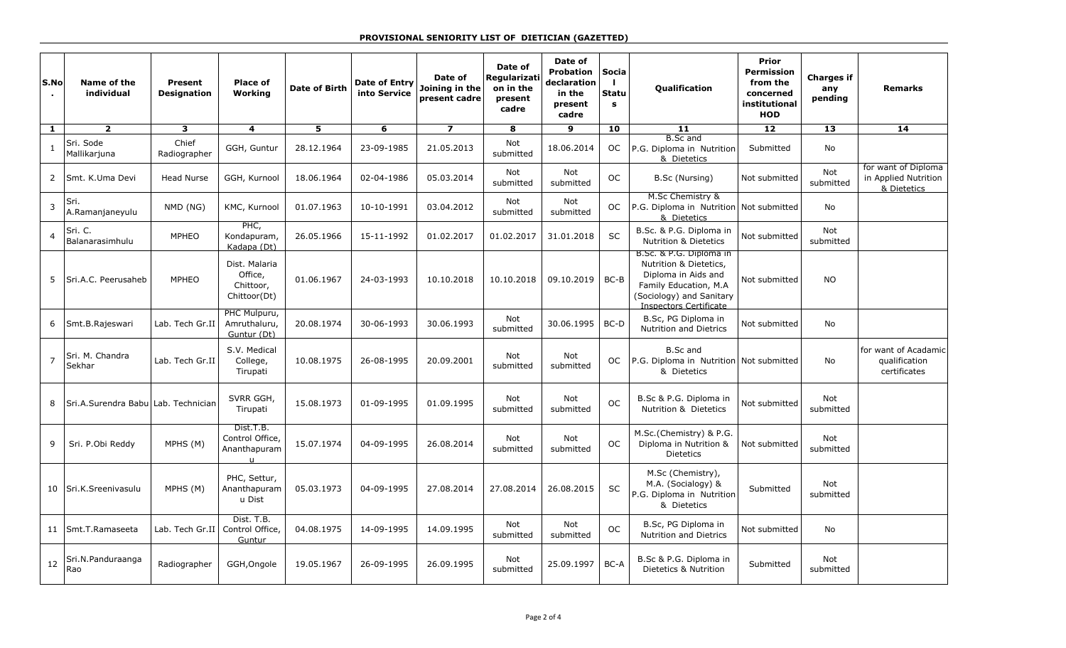**PROVISIONAL SENIORITY LIST OF DIETICIAN (GAZETTED)**

| S.No. | Name of the individual | Present Designation | Place of Working | Date of Birth | Date of Entry into Service | Date of Joining in the present cadre | Date of Regularization in the present cadre | Date of Probation declaration in the present cadre | Social Status | Qualification | Prior Permission from the concerned institutional HOD | Charges if any pending | Remarks |
|---|---|---|---|---|---|---|---|---|---|---|---|---|---|
| 1 | 2 | 3 | 4 | 5 | 6 | 7 | 8 | 9 | 10 | 11 | 12 | 13 | 14 |
| 1 | Sri. Sode Mallikarjuna | Chief Radiographer | GGH, Guntur | 28.12.1964 | 23-09-1985 | 21.05.2013 | Not submitted | 18.06.2014 | OC | B.Sc and P.G. Diploma in Nutrition & Dietics | Submitted | No | |
| 2 | Smt. K.Uma Devi | Head Nurse | GGH, Kurnool | 18.06.1964 | 02-04-1986 | 05.03.2014 | Not submitted | Not submitted | OC | B.Sc (Nursing) | Not submitted | Not submitted | for want of Diploma in Applied Nutrition & Dietetics |
| 3 | Sri. A.Ramanjaneyulu | NMD (NG) | KMC, Kurnool | 01.07.1963 | 10-10-1991 | 03.04.2012 | Not submitted | Not submitted | OC | M.Sc Chemistry & P.G. Diploma in Nutrition & Dietics | Not submitted | No | |
| 4 | Sri. C. Balanarasimhulu | MPHEO | PHC, Kondapuram, Kadapa (Dt) | 26.05.1966 | 15-11-1992 | 01.02.2017 | 01.02.2017 | 31.01.2018 | SC | B.Sc. & P.G. Diploma in Nutrition & Dietetics | Not submitted | Not submitted | |
| 5 | Sri.A.C. Peerusaheb | MPHEO | Dist. Malaria Office, Chittoor, Chittoor(Dt) | 01.06.1967 | 24-03-1993 | 10.10.2018 | 10.10.2018 | 09.10.2019 | BC-B | B.Sc. & P.G. Diploma in Nutrition & Dietetics, Diploma in Aids and Family Education, M.A (Sociology) and Sanitary Inspectors Certificate | Not submitted | NO | |
| 6 | Smt.B.Rajeswari | Lab. Tech Gr.II | PHC Mulpuru, Amruthaluru, Guntur (Dt) | 20.08.1974 | 30-06-1993 | 30.06.1993 | Not submitted | 30.06.1995 | BC-D | B.Sc, PG Diploma in Nutrition and Dietrics | Not submitted | No | |
| 7 | Sri. M. Chandra Sekhar | Lab. Tech Gr.II | S.V. Medical College, Tirupati | 10.08.1975 | 26-08-1995 | 20.09.2001 | Not submitted | Not submitted | OC | B.Sc and P.G. Diploma in Nutrition & Dietics | Not submitted | No | for want of Acadamic qualification certificates |
| 8 | Sri.A.Surendra Babu | Lab. Technician | SVRR GGH, Tirupati | 15.08.1973 | 01-09-1995 | 01.09.1995 | Not submitted | Not submitted | OC | B.Sc & P.G. Diploma in Nutrition & Dietetics | Not submitted | Not submitted | |
| 9 | Sri. P.Obi Reddy | MPHS (M) | Dist.T.B. Control Office, Ananthapuramu | 15.07.1974 | 04-09-1995 | 26.08.2014 | Not submitted | Not submitted | OC | M.Sc.(Chemistry) & P.G. Diploma in Nutrition & Dietetics | Not submitted | Not submitted | |
| 10 | Sri.K.Sreenivasulu | MPHS (M) | PHC, Settur, Ananthapuramu Dist | 05.03.1973 | 04-09-1995 | 27.08.2014 | 27.08.2014 | 26.08.2015 | SC | M.Sc (Chemistry), M.A. (Socialogy) & P.G. Diploma in Nutrition & Dietics | Submitted | Not submitted | |
| 11 | Smt.T.Ramaseeta | Lab. Tech Gr.II | Dist. T.B. Control Office, Guntur | 04.08.1975 | 14-09-1995 | 14.09.1995 | Not submitted | Not submitted | OC | B.Sc, PG Diploma in Nutrition and Dietrics | Not submitted | No | |
| 12 | Sri.N.Panduraanga Rao | Radiographer | GGH,Ongole | 19.05.1967 | 26-09-1995 | 26.09.1995 | Not submitted | 25.09.1997 | BC-A | B.Sc & P.G. Diploma in Dietetics & Nutrition | Submitted | Not submitted | |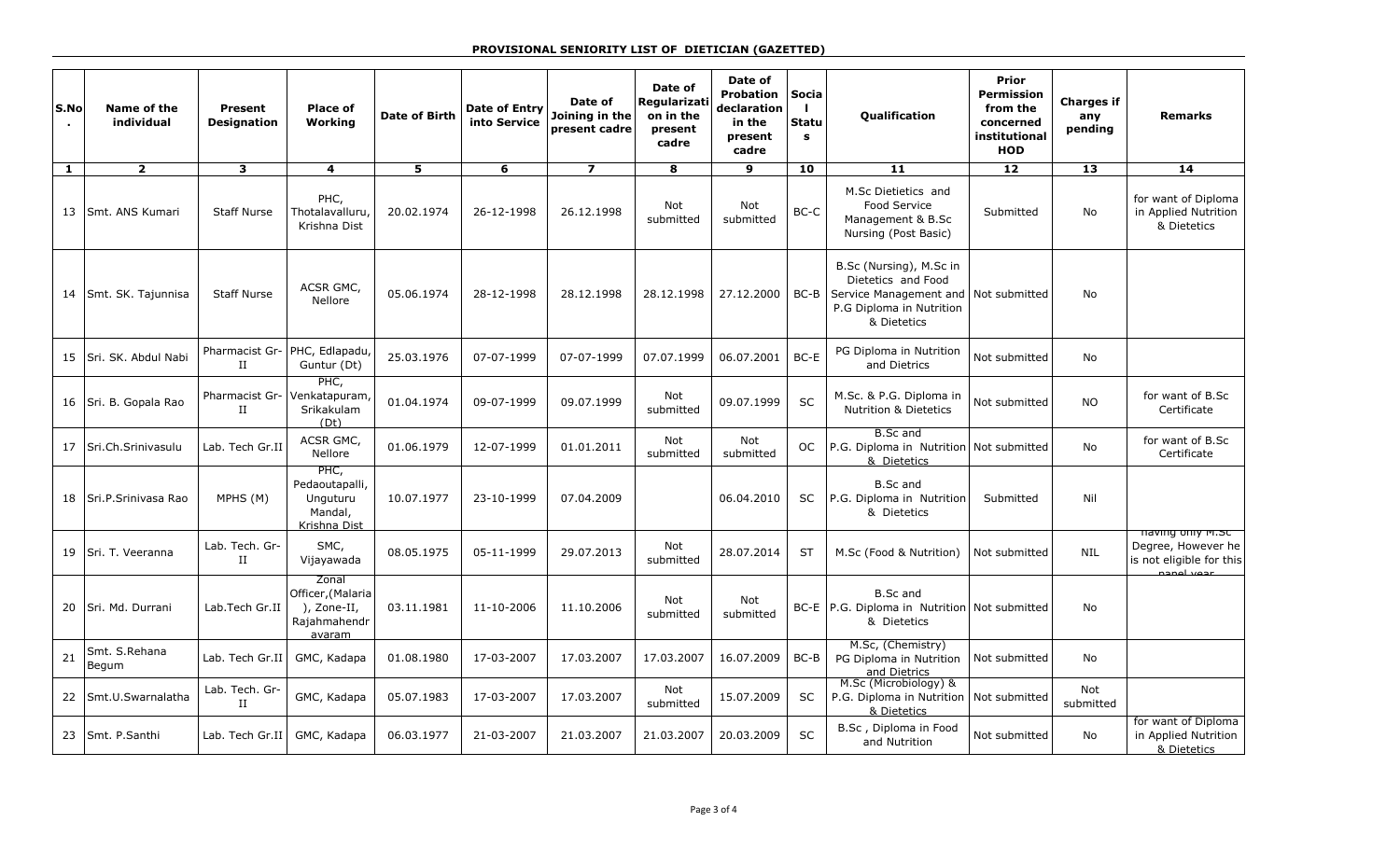**PROVISIONAL SENIORITY LIST OF DIETICIAN (GAZETTED)**

| S.No. | Name of the individual | Present Designation | Place of Working | Date of Birth | Date of Entry into Service | Date of Joining in the present cadre | Date of Regularization in the present cadre | Date of Probation declaration in the present cadre | Social Status | Qualification | Prior Permission from the concerned institutional HOD | Charges if any pending | Remarks |
|---|---|---|---|---|---|---|---|---|---|---|---|---|---|
| 1 | 2 | 3 | 4 | 5 | 6 | 7 | 8 | 9 | 10 | 11 | 12 | 13 | 14 |
| 13 | Smt. ANS Kumari | Staff Nurse | PHC, Thotalavalluru, Krishna Dist | 20.02.1974 | 26-12-1998 | 26.12.1998 | Not submitted | Not submitted | BC-C | M.Sc Dietietics and Food Service Management & B.Sc Nursing (Post Basic) | Submitted | No | for want of Diploma in Applied Nutrition & Dietetics |
| 14 | Smt. SK. Tajunnisa | Staff Nurse | ACSR GMC, Nellore | 05.06.1974 | 28-12-1998 | 28.12.1998 | 28.12.1998 | 27.12.2000 | BC-B | B.Sc (Nursing), M.Sc in Dietetics and Food Service Management and P.G Diploma in Nutrition & Dietetics | Not submitted | No | |
| 15 | Sri. SK. Abdul Nabi | Pharmacist Gr-II | PHC, Edlapadu, Guntur (Dt) | 25.03.1976 | 07-07-1999 | 07-07-1999 | 07.07.1999 | 06.07.2001 | BC-E | PG Diploma in Nutrition and Dietrics | Not submitted | No | |
| 16 | Sri. B. Gopala Rao | Pharmacist Gr-II | PHC, Venkatapuram, Srikakulam (Dt) | 01.04.1974 | 09-07-1999 | 09.07.1999 | Not submitted | 09.07.1999 | SC | M.Sc. & P.G. Diploma in Nutrition & Dietetics | Not submitted | NO | for want of B.Sc Certificate |
| 17 | Sri.Ch.Srinivasulu | Lab. Tech Gr.II | ACSR GMC, Nellore | 01.06.1979 | 12-07-1999 | 01.01.2011 | Not submitted | Not submitted | OC | B.Sc and P.G. Diploma in Nutrition & Dietetics | Not submitted | No | for want of B.Sc Certificate |
| 18 | Sri.P.Srinivasa Rao | MPHS (M) | PHC, Pedaoutapalli, Unguturu Mandal, Krishna Dist | 10.07.1977 | 23-10-1999 | 07.04.2009 | | 06.04.2010 | SC | B.Sc and P.G. Diploma in Nutrition & Dietetics | Submitted | Nil | |
| 19 | Sri. T. Veeranna | Lab. Tech. Gr-II | SMC, Vijayawada | 08.05.1975 | 05-11-1999 | 29.07.2013 | Not submitted | 28.07.2014 | ST | M.Sc (Food & Nutrition) | Not submitted | NIL | having only M.Sc Degree, However he is not eligible for this panel year |
| 20 | Sri. Md. Durrani | Lab.Tech Gr.II | Zonal Officer,(Malaria), Zone-II, Rajahmahendravaram | 03.11.1981 | 11-10-2006 | 11.10.2006 | Not submitted | Not submitted | BC-E | B.Sc and P.G. Diploma in Nutrition & Dietetics | Not submitted | No | |
| 21 | Smt. S.Rehana Begum | Lab. Tech Gr.II | GMC, Kadapa | 01.08.1980 | 17-03-2007 | 17.03.2007 | 17.03.2007 | 16.07.2009 | BC-B | M.Sc, (Chemistry) PG Diploma in Nutrition and Dietrics | Not submitted | No | |
| 22 | Smt.U.Swarnalatha | Lab. Tech. Gr-II | GMC, Kadapa | 05.07.1983 | 17-03-2007 | 17.03.2007 | Not submitted | 15.07.2009 | SC | M.Sc (Microbiology) & P.G. Diploma in Nutrition & Dietetics | Not submitted | Not submitted | |
| 23 | Smt. P.Santhi | Lab. Tech Gr.II | GMC, Kadapa | 06.03.1977 | 21-03-2007 | 21.03.2007 | 21.03.2007 | 20.03.2009 | SC | B.Sc , Diploma in Food and Nutrition | Not submitted | No | for want of Diploma in Applied Nutrition & Dietetics |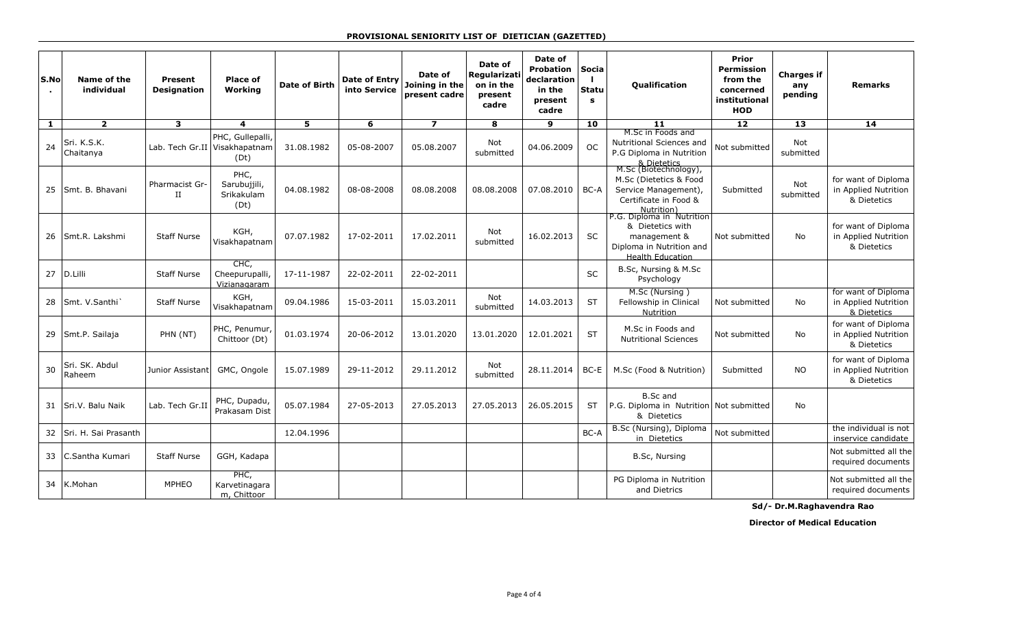**PROVISIONAL SENIORITY LIST OF DIETICIAN (GAZETTED)**

| S.No. | Name of the individual | Present Designation | Place of Working | Date of Birth | Date of Entry into Service | Date of Joining in the present cadre | Date of Regularization in the present cadre | Date of Probation declaration in the present cadre | Social Status | Qualification | Prior Permission from the concerned institutional HOD | Charges if any pending | Remarks |
|---|---|---|---|---|---|---|---|---|---|---|---|---|---|
| 1 | 2 | 3 | 4 | 5 | 6 | 7 | 8 | 9 | 10 | 11 | 12 | 13 | 14 |
| 24 | Sri. K.S.K. Chaitanya | Lab. Tech Gr.II | PHC, Gullepalli, Visakhapatnam (Dt) | 31.08.1982 | 05-08-2007 | 05.08.2007 | Not submitted | 04.06.2009 | OC | M.Sc in Foods and Nutritional Sciences and P.G Diploma in Nutrition & Dietetics | Not submitted | Not submitted | |
| 25 | Smt. B. Bhavani | Pharmacist Gr-II | PHC, Sarubujjili, Srikakulam (Dt) | 04.08.1982 | 08-08-2008 | 08.08.2008 | 08.08.2008 | 07.08.2010 | BC-A | M.Sc (Biotechnology), M.Sc (Dietetics & Food Service Management), Certificate in Food & Nutrition) | Submitted | Not submitted | for want of Diploma in Applied Nutrition & Dietetics |
| 26 | Smt.R. Lakshmi | Staff Nurse | KGH, Visakhapatnam | 07.07.1982 | 17-02-2011 | 17.02.2011 | Not submitted | 16.02.2013 | SC | P.G. Diploma in Nutrition & Dietetics with management & Diploma in Nutrition and Health Education | Not submitted | No | for want of Diploma in Applied Nutrition & Dietetics |
| 27 | D.Lilli | Staff Nurse | CHC, Cheepurupalli, Vizianagaram | 17-11-1987 | 22-02-2011 | 22-02-2011 | | | SC | B.Sc, Nursing & M.Sc Psychology | | | |
| 28 | Smt. V.Santhi` | Staff Nurse | KGH, Visakhapatnam | 09.04.1986 | 15-03-2011 | 15.03.2011 | Not submitted | 14.03.2013 | ST | M.Sc (Nursing ) Fellowship in Clinical Nutrition | Not submitted | No | for want of Diploma in Applied Nutrition & Dietetics |
| 29 | Smt.P. Sailaja | PHN (NT) | PHC, Penumur, Chittoor (Dt) | 01.03.1974 | 20-06-2012 | 13.01.2020 | 13.01.2020 | 12.01.2021 | ST | M.Sc in Foods and Nutritional Sciences | Not submitted | No | for want of Diploma in Applied Nutrition & Dietetics |
| 30 | Sri. SK. Abdul Raheem | Junior Assistant | GMC, Ongole | 15.07.1989 | 29-11-2012 | 29.11.2012 | Not submitted | 28.11.2014 | BC-E | M.Sc (Food & Nutrition) | Submitted | NO | for want of Diploma in Applied Nutrition & Dietetics |
| 31 | Sri.V. Balu Naik | Lab. Tech Gr.II | PHC, Dupadu, Prakasam Dist | 05.07.1984 | 27-05-2013 | 27.05.2013 | 27.05.2013 | 26.05.2015 | ST | B.Sc and P.G. Diploma in Nutrition & Dietetics | Not submitted | No | |
| 32 | Sri. H. Sai Prasanth | | | 12.04.1996 | | | | | BC-A | B.Sc (Nursing), Diploma in Dietetics | Not submitted | | the individual is not inservice candidate |
| 33 | C.Santha Kumari | Staff Nurse | GGH, Kadapa | | | | | | | B.Sc, Nursing | | | Not submitted all the required documents |
| 34 | K.Mohan | MPHEO | PHC, Karvetinagaram, Chittoor | | | | | | | PG Diploma in Nutrition and Dietrics | | | Not submitted all the required documents |

**Sd/- Dr.M.Raghavendra Rao**

**Director of Medical Education**